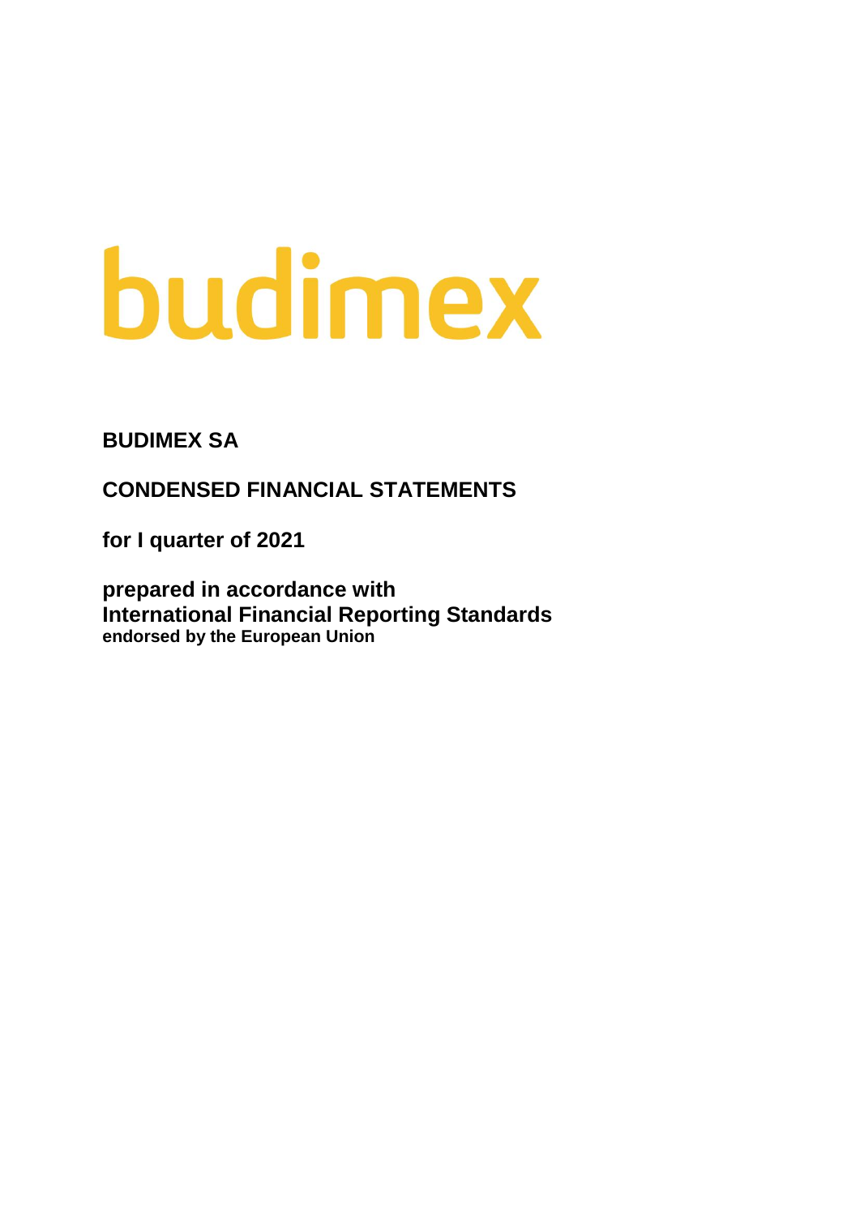budimex

**BUDIMEX SA**

**CONDENSED FINANCIAL STATEMENTS**

**for I quarter of 2021**

**prepared in accordance with**
**International Financial Reporting Standards**
**endorsed by the European Union**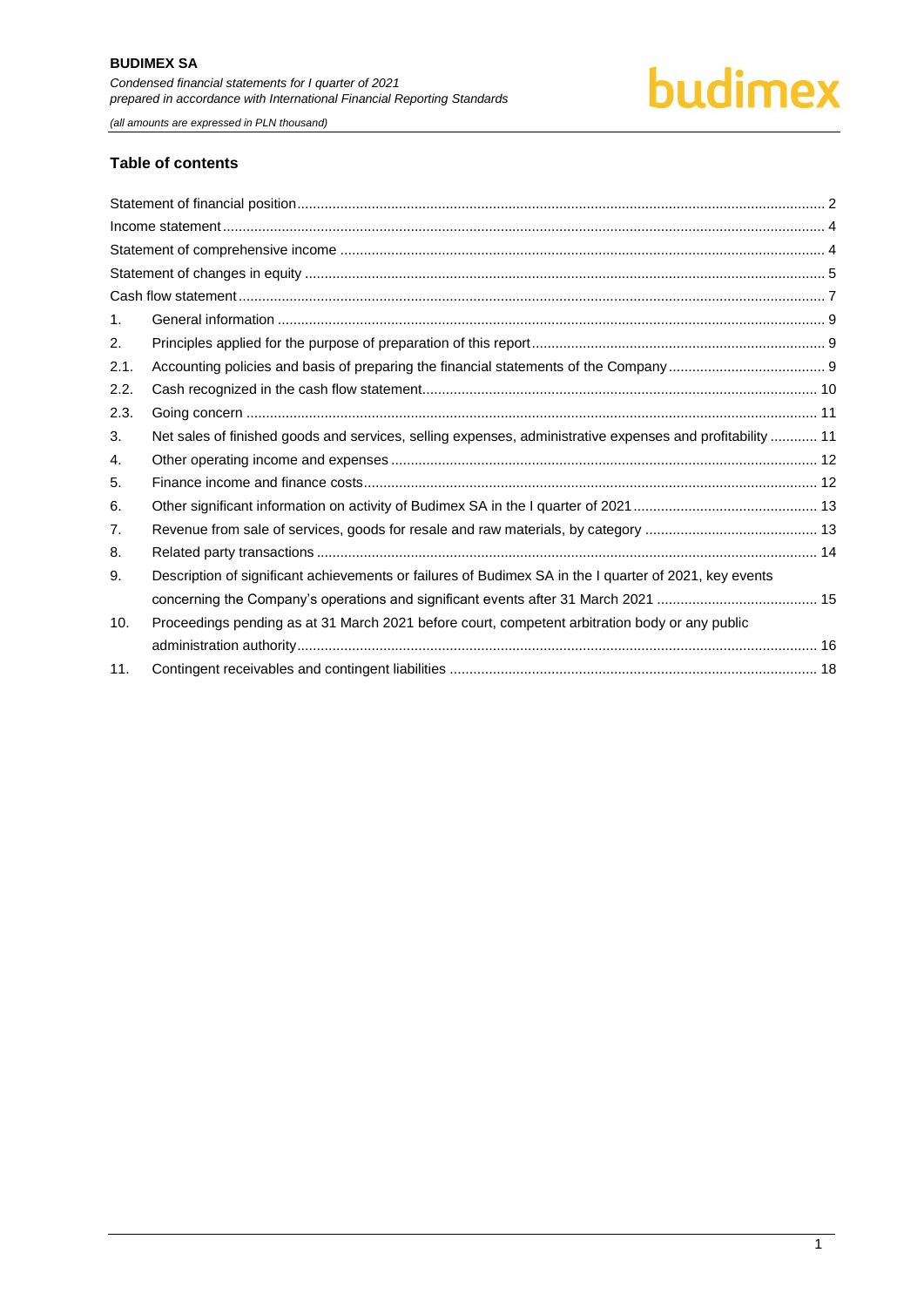## Table of contents

| | | |
|---|---|---|
| Statement of financial position | | 2 |
| Income statement | | 4 |
| Statement of comprehensive income | | 4 |
| Statement of changes in equity | | 5 |
| Cash flow statement | | 7 |
| 1. | General information | 9 |
| 2. | Principles applied for the purpose of preparation of this report | 9 |
| 2.1. | Accounting policies and basis of preparing the financial statements of the Company | 9 |
| 2.2. | Cash recognized in the cash flow statement | 10 |
| 2.3. | Going concern | 11 |
| 3. | Net sales of finished goods and services, selling expenses, administrative expenses and profitability | 11 |
| 4. | Other operating income and expenses | 12 |
| 5. | Finance income and finance costs | 12 |
| 6. | Other significant information on activity of Budimex SA in the I quarter of 2021 | 13 |
| 7. | Revenue from sale of services, goods for resale and raw materials, by category | 13 |
| 8. | Related party transactions | 14 |
| 9. | Description of significant achievements or failures of Budimex SA in the I quarter of 2021, key events concerning the Company's operations and significant events after 31 March 2021 | 15 |
| 10. | Proceedings pending as at 31 March 2021 before court, competent arbitration body or any public administration authority | 16 |
| 11. | Contingent receivables and contingent liabilities | 18 |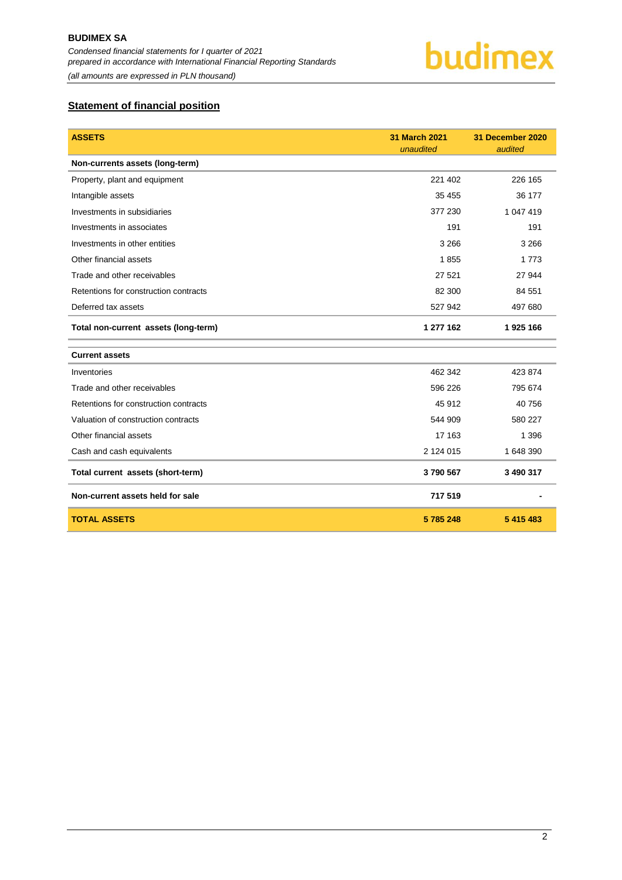## Statement of financial position

| ASSETS | 31 March 2021 *unaudited* | 31 December 2020 *audited* |
|---|---|---|
| **Non-currents assets (long-term)** | | |
| Property, plant and equipment | 221 402 | 226 165 |
| Intangible assets | 35 455 | 36 177 |
| Investments in subsidiaries | 377 230 | 1 047 419 |
| Investments in associates | 191 | 191 |
| Investments in other entities | 3 266 | 3 266 |
| Other financial assets | 1 855 | 1 773 |
| Trade and other receivables | 27 521 | 27 944 |
| Retentions for construction contracts | 82 300 | 84 551 |
| Deferred tax assets | 527 942 | 497 680 |
| **Total non-current assets (long-term)** | **1 277 162** | **1 925 166** |
| **Current assets** | | |
| Inventories | 462 342 | 423 874 |
| Trade and other receivables | 596 226 | 795 674 |
| Retentions for construction contracts | 45 912 | 40 756 |
| Valuation of construction contracts | 544 909 | 580 227 |
| Other financial assets | 17 163 | 1 396 |
| Cash and cash equivalents | 2 124 015 | 1 648 390 |
| **Total current assets (short-term)** | **3 790 567** | **3 490 317** |
| **Non-current assets held for sale** | **717 519** | **-** |
| **TOTAL ASSETS** | **5 785 248** | **5 415 483** |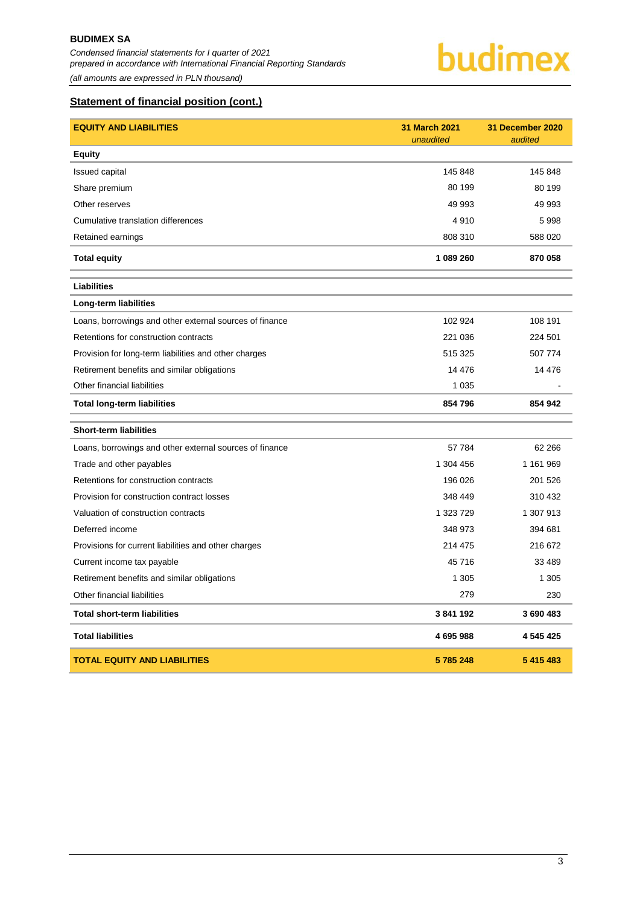## Statement of financial position (cont.)

| EQUITY AND LIABILITIES | 31 March 2021 *unaudited* | 31 December 2020 *audited* |
|---|---|---|
| **Equity** | | |
| Issued capital | 145 848 | 145 848 |
| Share premium | 80 199 | 80 199 |
| Other reserves | 49 993 | 49 993 |
| Cumulative translation differences | 4 910 | 5 998 |
| Retained earnings | 808 310 | 588 020 |
| **Total equity** | **1 089 260** | **870 058** |
| **Liabilities** | | |
| **Long-term liabilities** | | |
| Loans, borrowings and other external sources of finance | 102 924 | 108 191 |
| Retentions for construction contracts | 221 036 | 224 501 |
| Provision for long-term liabilities and other charges | 515 325 | 507 774 |
| Retirement benefits and similar obligations | 14 476 | 14 476 |
| Other financial liabilities | 1 035 | - |
| **Total long-term liabilities** | **854 796** | **854 942** |
| **Short-term liabilities** | | |
| Loans, borrowings and other external sources of finance | 57 784 | 62 266 |
| Trade and other payables | 1 304 456 | 1 161 969 |
| Retentions for construction contracts | 196 026 | 201 526 |
| Provision for construction contract losses | 348 449 | 310 432 |
| Valuation of construction contracts | 1 323 729 | 1 307 913 |
| Deferred income | 348 973 | 394 681 |
| Provisions for current liabilities and other charges | 214 475 | 216 672 |
| Current income tax payable | 45 716 | 33 489 |
| Retirement benefits and similar obligations | 1 305 | 1 305 |
| Other financial liabilities | 279 | 230 |
| **Total short-term liabilities** | **3 841 192** | **3 690 483** |
| **Total liabilities** | **4 695 988** | **4 545 425** |
| **TOTAL EQUITY AND LIABILITIES** | **5 785 248** | **5 415 483** |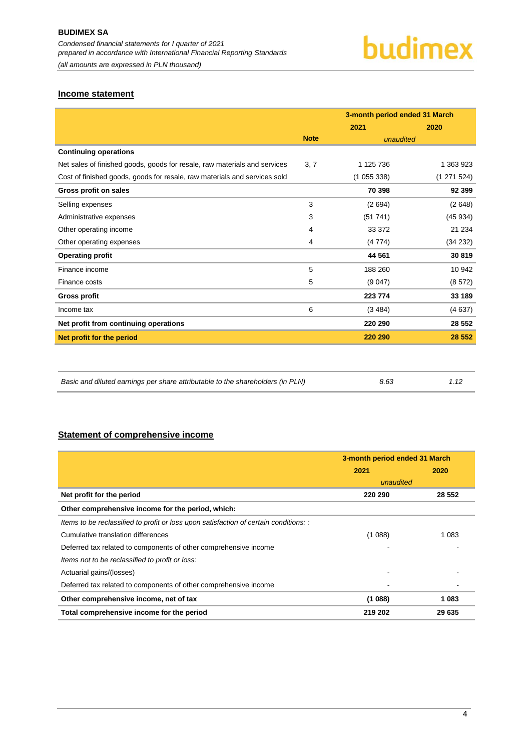## Income statement

| | Note | 3-month period ended 31 March | |
|---|---|---|---|
| | | 2021 | 2020 |
| | | *unaudited* | |
| **Continuing operations** | | | |
| Net sales of finished goods, goods for resale, raw materials and services | 3, 7 | 1 125 736 | 1 363 923 |
| Cost of finished goods, goods for resale, raw materials and services sold | | (1 055 338) | (1 271 524) |
| **Gross profit on sales** | | **70 398** | **92 399** |
| Selling expenses | 3 | (2 694) | (2 648) |
| Administrative expenses | 3 | (51 741) | (45 934) |
| Other operating income | 4 | 33 372 | 21 234 |
| Other operating expenses | 4 | (4 774) | (34 232) |
| **Operating profit** | | **44 561** | **30 819** |
| Finance income | 5 | 188 260 | 10 942 |
| Finance costs | 5 | (9 047) | (8 572) |
| **Gross profit** | | **223 774** | **33 189** |
| Income tax | 6 | (3 484) | (4 637) |
| **Net profit from continuing operations** | | **220 290** | **28 552** |
| **Net profit for the period** | | **220 290** | **28 552** |

| | 2021 | 2020 |
|---|---|---|
| *Basic and diluted earnings per share attributable to the shareholders (in PLN)* | *8.63* | *1.12* |

## Statement of comprehensive income

| | 3-month period ended 31 March | |
|---|---|---|
| | 2021 | 2020 |
| | *unaudited* | |
| **Net profit for the period** | **220 290** | **28 552** |
| **Other comprehensive income for the period, which:** | | |
| *Items to be reclassified to profit or loss upon satisfaction of certain conditions: :* | | |
| Cumulative translation differences | (1 088) | 1 083 |
| Deferred tax related to components of other comprehensive income | - | - |
| *Items not to be reclassified to profit or loss:* | | |
| Actuarial gains/(losses) | - | - |
| Deferred tax related to components of other comprehensive income | - | - |
| **Other comprehensive income, net of tax** | **(1 088)** | **1 083** |
| **Total comprehensive income for the period** | **219 202** | **29 635** |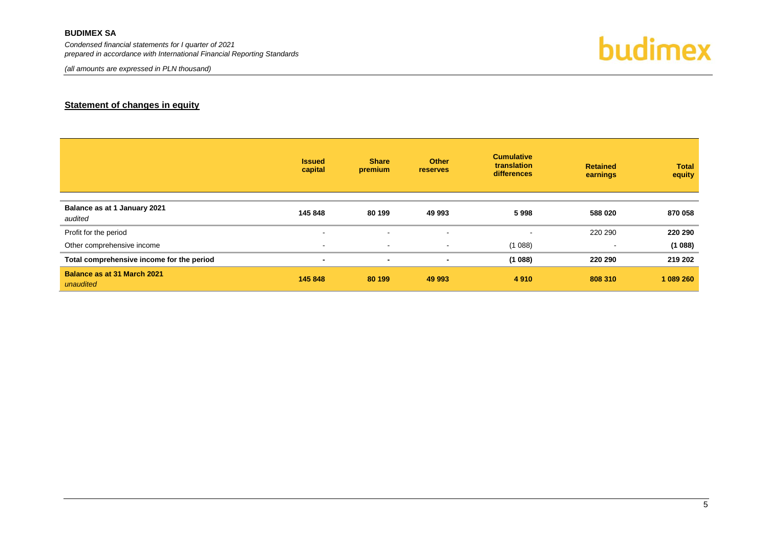## Statement of changes in equity

| | Issued capital | Share premium | Other reserves | Cumulative translation differences | Retained earnings | Total equity |
|---|---|---|---|---|---|---|
| **Balance as at 1 January 2021** *audited* | **145 848** | **80 199** | **49 993** | **5 998** | **588 020** | **870 058** |
| Profit for the period | - | - | - | - | 220 290 | **220 290** |
| Other comprehensive income | - | - | - | (1 088) | - | **(1 088)** |
| **Total comprehensive income for the period** | **-** | **-** | **-** | **(1 088)** | **220 290** | **219 202** |
| **Balance as at 31 March 2021** *unaudited* | **145 848** | **80 199** | **49 993** | **4 910** | **808 310** | **1 089 260** |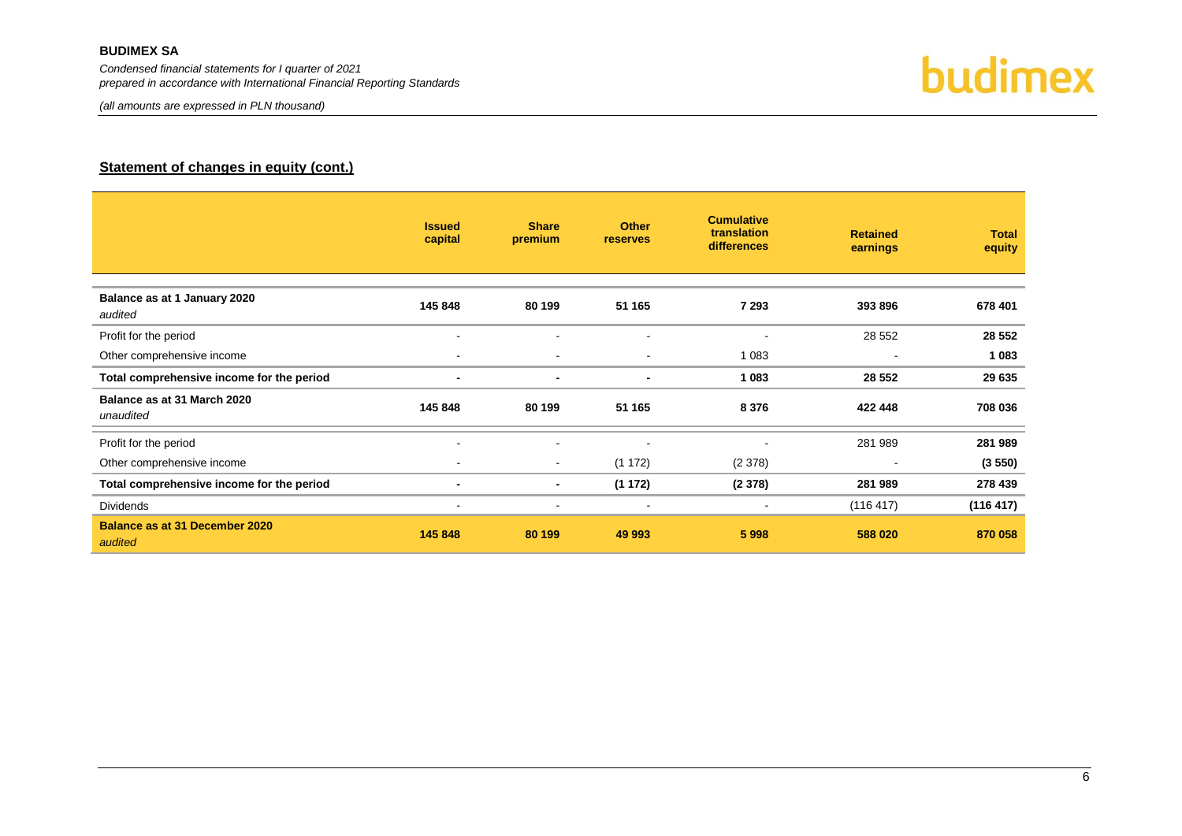## Statement of changes in equity (cont.)

| | Issued capital | Share premium | Other reserves | Cumulative translation differences | Retained earnings | Total equity |
|---|---|---|---|---|---|---|
| **Balance as at 1 January 2020** *audited* | **145 848** | **80 199** | **51 165** | **7 293** | **393 896** | **678 401** |
| Profit for the period | - | - | - | - | 28 552 | **28 552** |
| Other comprehensive income | - | - | - | 1 083 | - | **1 083** |
| **Total comprehensive income for the period** | **-** | **-** | **-** | **1 083** | **28 552** | **29 635** |
| **Balance as at 31 March 2020** *unaudited* | **145 848** | **80 199** | **51 165** | **8 376** | **422 448** | **708 036** |
| Profit for the period | - | - | - | - | 281 989 | **281 989** |
| Other comprehensive income | - | - | (1 172) | (2 378) | - | **(3 550)** |
| **Total comprehensive income for the period** | **-** | **-** | **(1 172)** | **(2 378)** | **281 989** | **278 439** |
| Dividends | - | - | - | - | (116 417) | **(116 417)** |
| **Balance as at 31 December 2020** *audited* | **145 848** | **80 199** | **49 993** | **5 998** | **588 020** | **870 058** |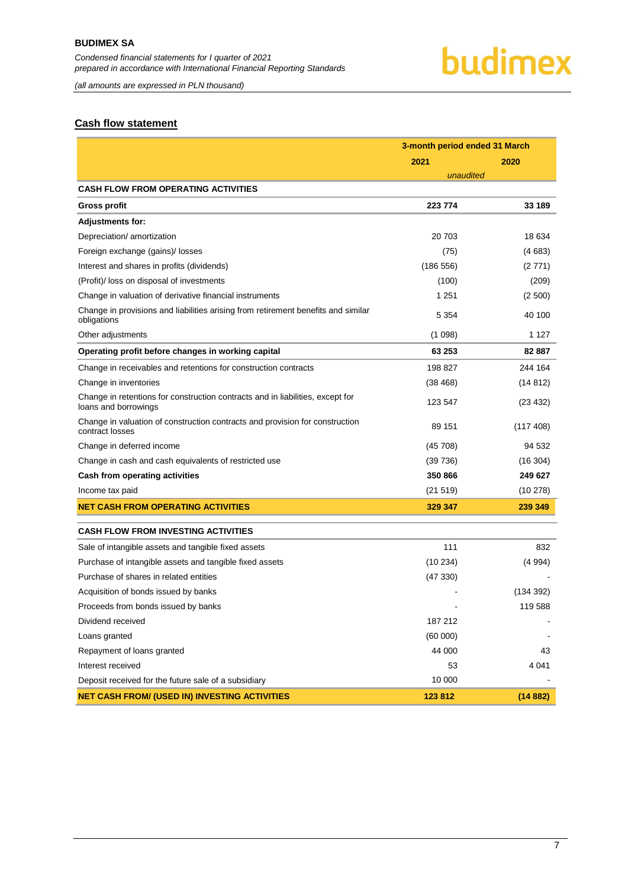## Cash flow statement

| | 3-month period ended 31 March | |
|---|---|---|
| | 2021 | 2020 |
| | *unaudited* | |
| **CASH FLOW FROM OPERATING ACTIVITIES** | | |
| **Gross profit** | **223 774** | **33 189** |
| **Adjustments for:** | | |
| Depreciation/ amortization | 20 703 | 18 634 |
| Foreign exchange (gains)/ losses | (75) | (4 683) |
| Interest and shares in profits (dividends) | (186 556) | (2 771) |
| (Profit)/ loss on disposal of investments | (100) | (209) |
| Change in valuation of derivative financial instruments | 1 251 | (2 500) |
| Change in provisions and liabilities arising from retirement benefits and similar obligations | 5 354 | 40 100 |
| Other adjustments | (1 098) | 1 127 |
| **Operating profit before changes in working capital** | **63 253** | **82 887** |
| Change in receivables and retentions for construction contracts | 198 827 | 244 164 |
| Change in inventories | (38 468) | (14 812) |
| Change in retentions for construction contracts and in liabilities, except for loans and borrowings | 123 547 | (23 432) |
| Change in valuation of construction contracts and provision for construction contract losses | 89 151 | (117 408) |
| Change in deferred income | (45 708) | 94 532 |
| Change in cash and cash equivalents of restricted use | (39 736) | (16 304) |
| **Cash from operating activities** | **350 866** | **249 627** |
| Income tax paid | (21 519) | (10 278) |
| **NET CASH FROM OPERATING ACTIVITIES** | **329 347** | **239 349** |
| **CASH FLOW FROM INVESTING ACTIVITIES** | | |
| Sale of intangible assets and tangible fixed assets | 111 | 832 |
| Purchase of intangible assets and tangible fixed assets | (10 234) | (4 994) |
| Purchase of shares in related entities | (47 330) | - |
| Acquisition of bonds issued by banks | - | (134 392) |
| Proceeds from bonds issued by banks | - | 119 588 |
| Dividend received | 187 212 | - |
| Loans granted | (60 000) | - |
| Repayment of loans granted | 44 000 | 43 |
| Interest received | 53 | 4 041 |
| Deposit received for the future sale of a subsidiary | 10 000 | - |
| **NET CASH FROM/ (USED IN) INVESTING ACTIVITIES** | **123 812** | **(14 882)** |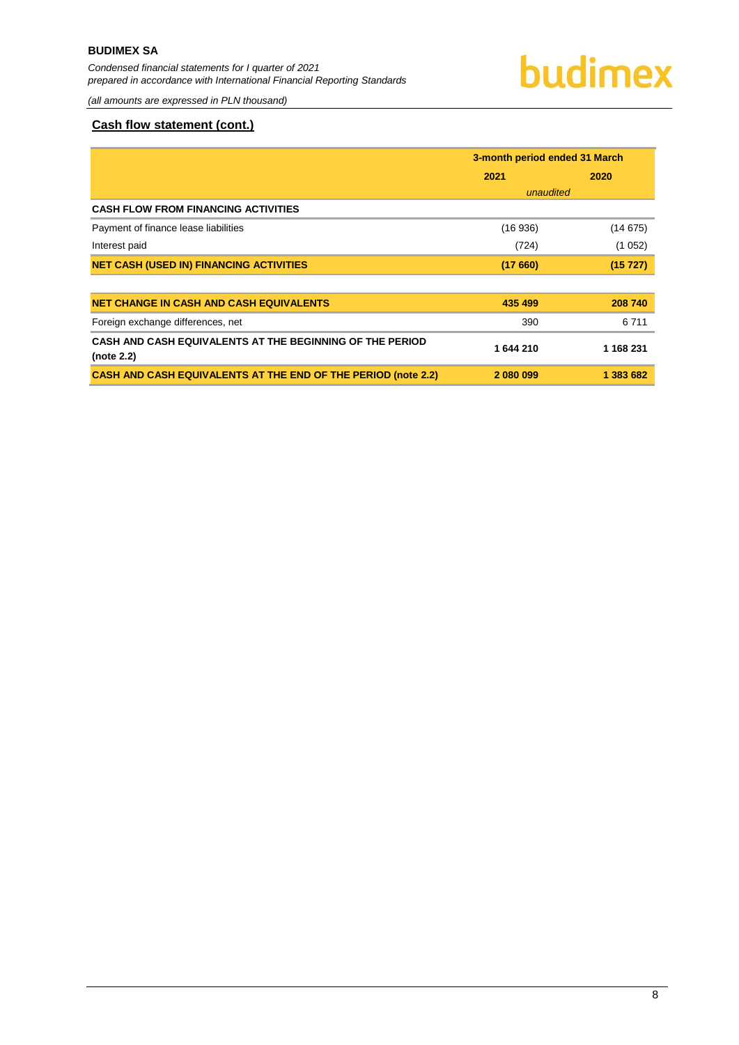## Cash flow statement (cont.)

| | 3-month period ended 31 March | |
|---|---|---|
| | 2021 | 2020 |
| | *unaudited* | |
| **CASH FLOW FROM FINANCING ACTIVITIES** | | |
| Payment of finance lease liabilities | (16 936) | (14 675) |
| Interest paid | (724) | (1 052) |
| **NET CASH (USED IN) FINANCING ACTIVITIES** | **(17 660)** | **(15 727)** |
| | | |
| **NET CHANGE IN CASH AND CASH EQUIVALENTS** | **435 499** | **208 740** |
| Foreign exchange differences, net | 390 | 6 711 |
| **CASH AND CASH EQUIVALENTS AT THE BEGINNING OF THE PERIOD (note 2.2)** | **1 644 210** | **1 168 231** |
| **CASH AND CASH EQUIVALENTS AT THE END OF THE PERIOD (note 2.2)** | **2 080 099** | **1 383 682** |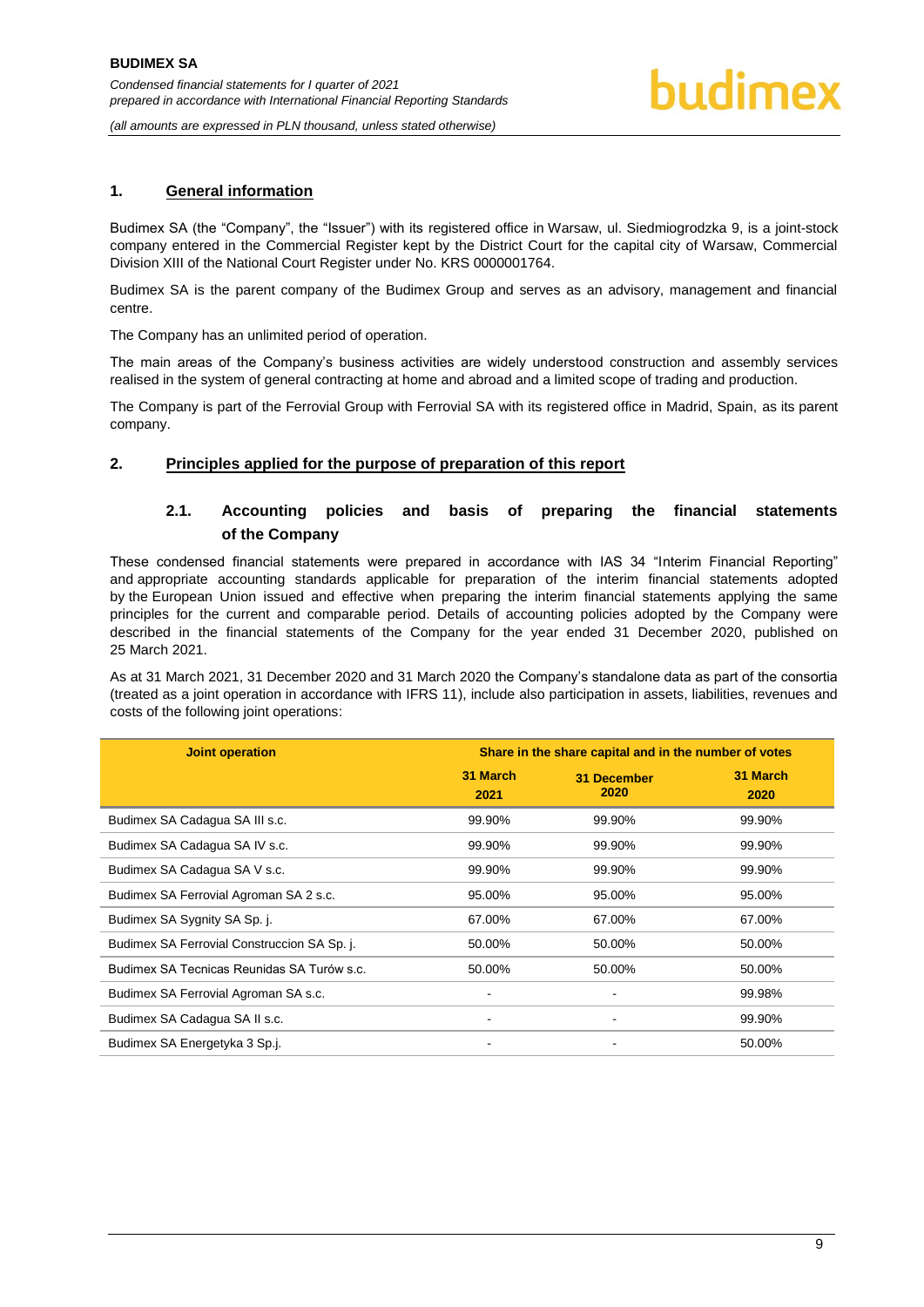## 1. General information

Budimex SA (the "Company", the "Issuer") with its registered office in Warsaw, ul. Siedmiogrodzka 9, is a joint-stock company entered in the Commercial Register kept by the District Court for the capital city of Warsaw, Commercial Division XIII of the National Court Register under No. KRS 0000001764.

Budimex SA is the parent company of the Budimex Group and serves as an advisory, management and financial centre.

The Company has an unlimited period of operation.

The main areas of the Company's business activities are widely understood construction and assembly services realised in the system of general contracting at home and abroad and a limited scope of trading and production.

The Company is part of the Ferrovial Group with Ferrovial SA with its registered office in Madrid, Spain, as its parent company.

## 2. Principles applied for the purpose of preparation of this report

### 2.1. Accounting policies and basis of preparing the financial statements of the Company

These condensed financial statements were prepared in accordance with IAS 34 "Interim Financial Reporting" and appropriate accounting standards applicable for preparation of the interim financial statements adopted by the European Union issued and effective when preparing the interim financial statements applying the same principles for the current and comparable period. Details of accounting policies adopted by the Company were described in the financial statements of the Company for the year ended 31 December 2020, published on 25 March 2021.

As at 31 March 2021, 31 December 2020 and 31 March 2020 the Company's standalone data as part of the consortia (treated as a joint operation in accordance with IFRS 11), include also participation in assets, liabilities, revenues and costs of the following joint operations:

| Joint operation | Share in the share capital and in the number of votes | | |
|---|---|---|---|
| | 31 March 2021 | 31 December 2020 | 31 March 2020 |
| Budimex SA Cadagua SA III s.c. | 99.90% | 99.90% | 99.90% |
| Budimex SA Cadagua SA IV s.c. | 99.90% | 99.90% | 99.90% |
| Budimex SA Cadagua SA V s.c. | 99.90% | 99.90% | 99.90% |
| Budimex SA Ferrovial Agroman SA 2 s.c. | 95.00% | 95.00% | 95.00% |
| Budimex SA Sygnity SA Sp. j. | 67.00% | 67.00% | 67.00% |
| Budimex SA Ferrovial Construccion SA Sp. j. | 50.00% | 50.00% | 50.00% |
| Budimex SA Tecnicas Reunidas SA Turów s.c. | 50.00% | 50.00% | 50.00% |
| Budimex SA Ferrovial Agroman SA s.c. | - | - | 99.98% |
| Budimex SA Cadagua SA II s.c. | - | - | 99.90% |
| Budimex SA Energetyka 3 Sp.j. | - | - | 50.00% |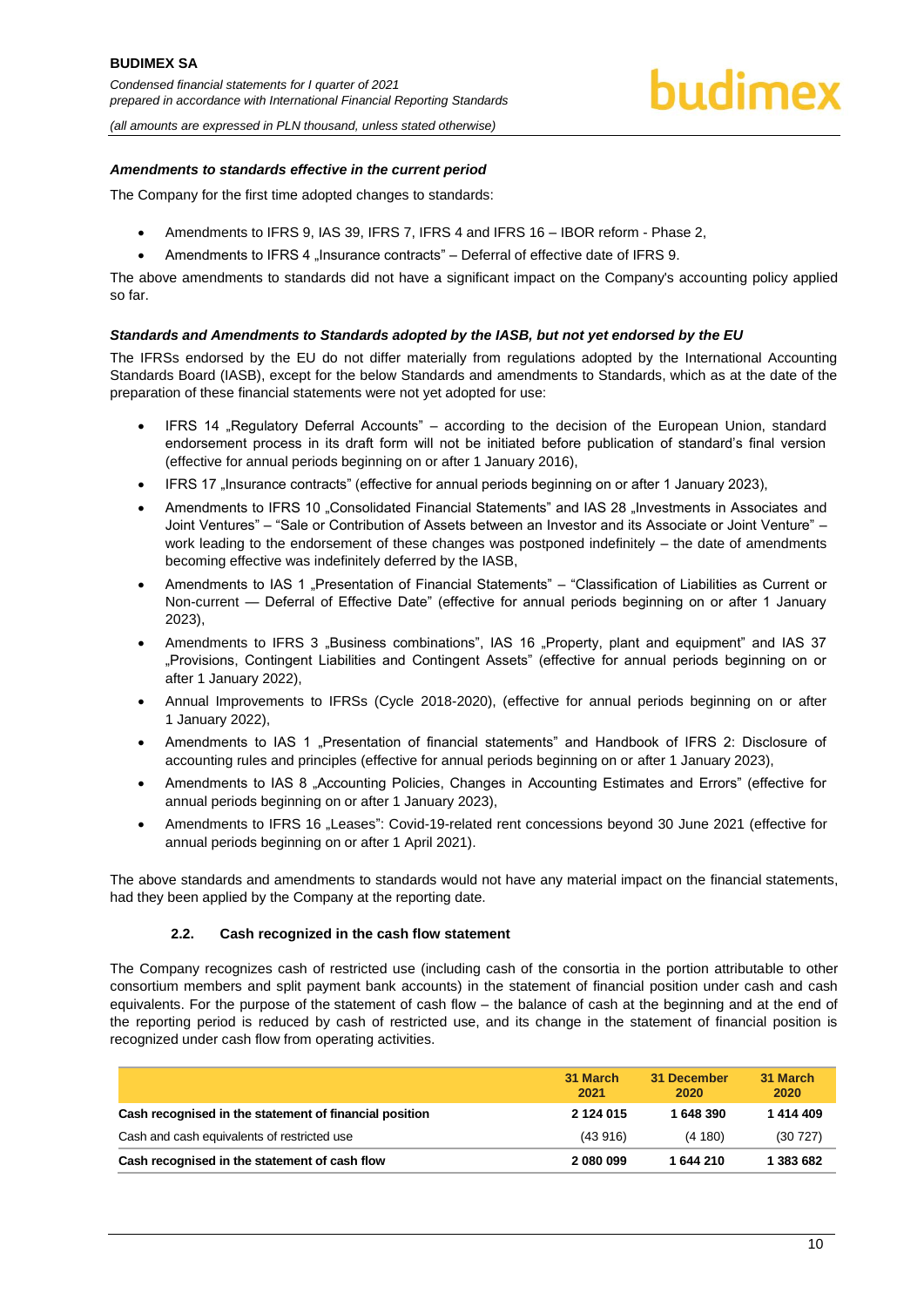#### *Amendments to standards effective in the current period*

The Company for the first time adopted changes to standards:

- Amendments to IFRS 9, IAS 39, IFRS 7, IFRS 4 and IFRS 16 – IBOR reform - Phase 2,
- Amendments to IFRS 4 „Insurance contracts" – Deferral of effective date of IFRS 9.

The above amendments to standards did not have a significant impact on the Company's accounting policy applied so far.

#### *Standards and Amendments to Standards adopted by the IASB, but not yet endorsed by the EU*

The IFRSs endorsed by the EU do not differ materially from regulations adopted by the International Accounting Standards Board (IASB), except for the below Standards and amendments to Standards, which as at the date of the preparation of these financial statements were not yet adopted for use:

- IFRS 14 „Regulatory Deferral Accounts" – according to the decision of the European Union, standard endorsement process in its draft form will not be initiated before publication of standard's final version (effective for annual periods beginning on or after 1 January 2016),
- IFRS 17 „Insurance contracts" (effective for annual periods beginning on or after 1 January 2023),
- Amendments to IFRS 10 „Consolidated Financial Statements" and IAS 28 „Investments in Associates and Joint Ventures" – "Sale or Contribution of Assets between an Investor and its Associate or Joint Venture" – work leading to the endorsement of these changes was postponed indefinitely – the date of amendments becoming effective was indefinitely deferred by the IASB,
- Amendments to IAS 1 „Presentation of Financial Statements" – "Classification of Liabilities as Current or Non-current — Deferral of Effective Date" (effective for annual periods beginning on or after 1 January 2023),
- Amendments to IFRS 3 „Business combinations", IAS 16 „Property, plant and equipment" and IAS 37 „Provisions, Contingent Liabilities and Contingent Assets" (effective for annual periods beginning on or after 1 January 2022),
- Annual Improvements to IFRSs (Cycle 2018-2020), (effective for annual periods beginning on or after 1 January 2022),
- Amendments to IAS 1 „Presentation of financial statements" and Handbook of IFRS 2: Disclosure of accounting rules and principles (effective for annual periods beginning on or after 1 January 2023),
- Amendments to IAS 8 „Accounting Policies, Changes in Accounting Estimates and Errors" (effective for annual periods beginning on or after 1 January 2023),
- Amendments to IFRS 16 „Leases": Covid-19-related rent concessions beyond 30 June 2021 (effective for annual periods beginning on or after 1 April 2021).

The above standards and amendments to standards would not have any material impact on the financial statements, had they been applied by the Company at the reporting date.

### 2.2. Cash recognized in the cash flow statement

The Company recognizes cash of restricted use (including cash of the consortia in the portion attributable to other consortium members and split payment bank accounts) in the statement of financial position under cash and cash equivalents. For the purpose of the statement of cash flow – the balance of cash at the beginning and at the end of the reporting period is reduced by cash of restricted use, and its change in the statement of financial position is recognized under cash flow from operating activities.

| | 31 March 2021 | 31 December 2020 | 31 March 2020 |
|---|---|---|---|
| **Cash recognised in the statement of financial position** | **2 124 015** | **1 648 390** | **1 414 409** |
| Cash and cash equivalents of restricted use | (43 916) | (4 180) | (30 727) |
| **Cash recognised in the statement of cash flow** | **2 080 099** | **1 644 210** | **1 383 682** |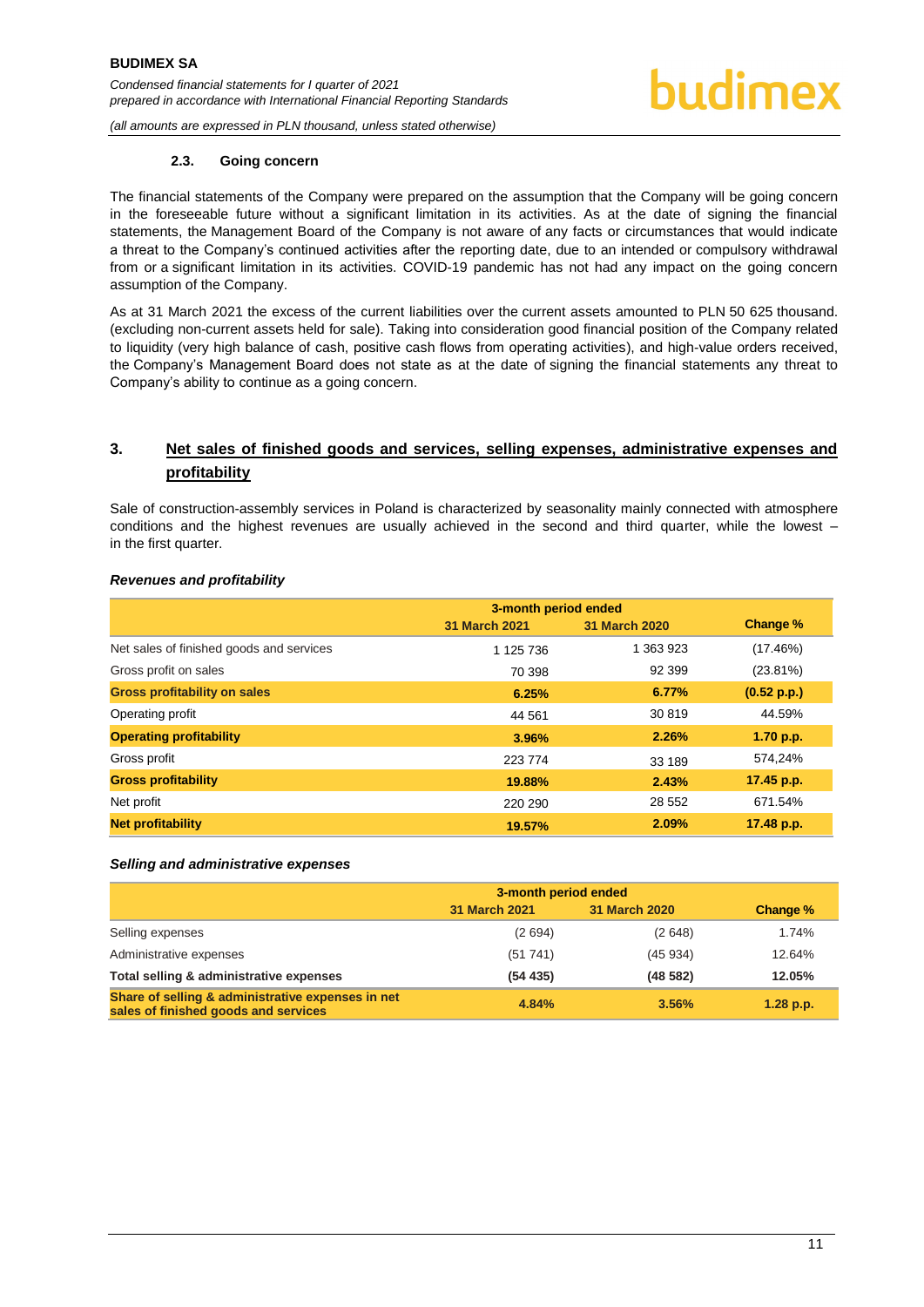### 2.3. Going concern

The financial statements of the Company were prepared on the assumption that the Company will be going concern in the foreseeable future without a significant limitation in its activities. As at the date of signing the financial statements, the Management Board of the Company is not aware of any facts or circumstances that would indicate a threat to the Company's continued activities after the reporting date, due to an intended or compulsory withdrawal from or a significant limitation in its activities. COVID-19 pandemic has not had any impact on the going concern assumption of the Company.

As at 31 March 2021 the excess of the current liabilities over the current assets amounted to PLN 50 625 thousand. (excluding non-current assets held for sale). Taking into consideration good financial position of the Company related to liquidity (very high balance of cash, positive cash flows from operating activities), and high-value orders received, the Company's Management Board does not state as at the date of signing the financial statements any threat to Company's ability to continue as a going concern.

## 3. Net sales of finished goods and services, selling expenses, administrative expenses and profitability

Sale of construction-assembly services in Poland is characterized by seasonality mainly connected with atmosphere conditions and the highest revenues are usually achieved in the second and third quarter, while the lowest – in the first quarter.

***Revenues and profitability***

| | 3-month period ended | | |
|---|---|---|---|
| | 31 March 2021 | 31 March 2020 | Change % |
| Net sales of finished goods and services | 1 125 736 | 1 363 923 | (17.46%) |
| Gross profit on sales | 70 398 | 92 399 | (23.81%) |
| **Gross profitability on sales** | **6.25%** | **6.77%** | **(0.52 p.p.)** |
| Operating profit | 44 561 | 30 819 | 44.59% |
| **Operating profitability** | **3.96%** | **2.26%** | **1.70 p.p.** |
| Gross profit | 223 774 | 33 189 | 574,24% |
| **Gross profitability** | **19.88%** | **2.43%** | **17.45 p.p.** |
| Net profit | 220 290 | 28 552 | 671.54% |
| **Net profitability** | **19.57%** | **2.09%** | **17.48 p.p.** |

***Selling and administrative expenses***

| | 3-month period ended | | |
|---|---|---|---|
| | 31 March 2021 | 31 March 2020 | Change % |
| Selling expenses | (2 694) | (2 648) | 1.74% |
| Administrative expenses | (51 741) | (45 934) | 12.64% |
| **Total selling & administrative expenses** | **(54 435)** | **(48 582)** | **12.05%** |
| **Share of selling & administrative expenses in net sales of finished goods and services** | **4.84%** | **3.56%** | **1.28 p.p.** |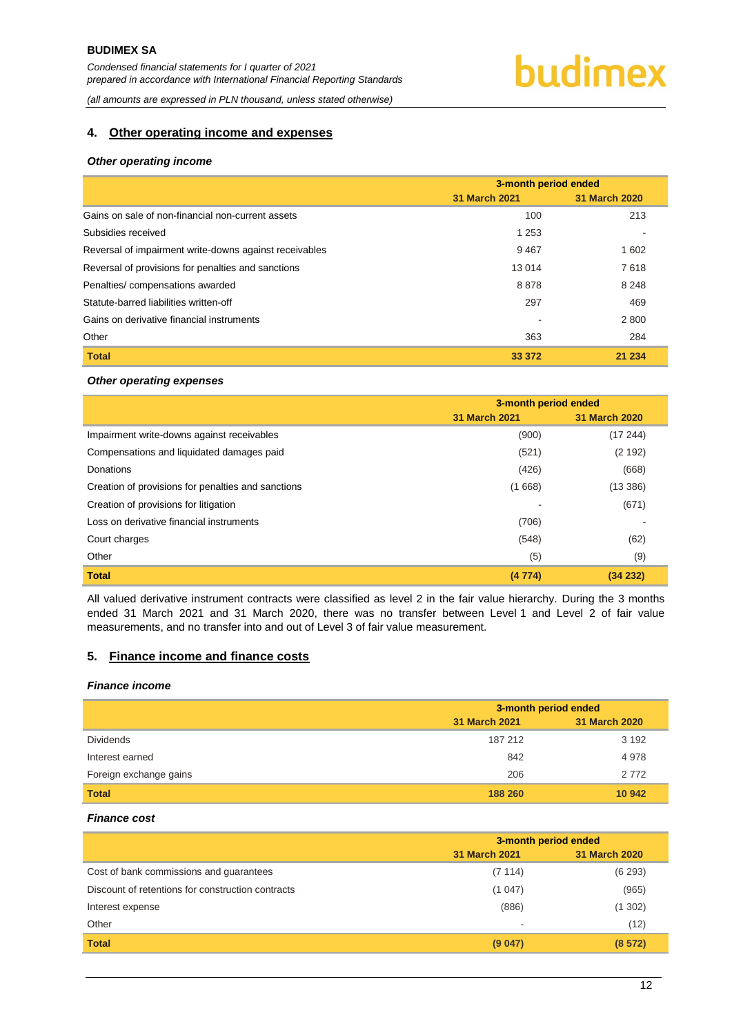## 4. Other operating income and expenses

### *Other operating income*

| | 3-month period ended | |
|---|---|---|
| | **31 March 2021** | **31 March 2020** |
| Gains on sale of non-financial non-current assets | 100 | 213 |
| Subsidies received | 1 253 | - |
| Reversal of impairment write-downs against receivables | 9 467 | 1 602 |
| Reversal of provisions for penalties and sanctions | 13 014 | 7 618 |
| Penalties/ compensations awarded | 8 878 | 8 248 |
| Statute-barred liabilities written-off | 297 | 469 |
| Gains on derivative financial instruments | - | 2 800 |
| Other | 363 | 284 |
| **Total** | **33 372** | **21 234** |

### *Other operating expenses*

| | 3-month period ended | |
|---|---|---|
| | **31 March 2021** | **31 March 2020** |
| Impairment write-downs against receivables | (900) | (17 244) |
| Compensations and liquidated damages paid | (521) | (2 192) |
| Donations | (426) | (668) |
| Creation of provisions for penalties and sanctions | (1 668) | (13 386) |
| Creation of provisions for litigation | - | (671) |
| Loss on derivative financial instruments | (706) | - |
| Court charges | (548) | (62) |
| Other | (5) | (9) |
| **Total** | **(4 774)** | **(34 232)** |

All valued derivative instrument contracts were classified as level 2 in the fair value hierarchy. During the 3 months ended 31 March 2021 and 31 March 2020, there was no transfer between Level 1 and Level 2 of fair value measurements, and no transfer into and out of Level 3 of fair value measurement.

## 5. Finance income and finance costs

### *Finance income*

| | 3-month period ended | |
|---|---|---|
| | **31 March 2021** | **31 March 2020** |
| Dividends | 187 212 | 3 192 |
| Interest earned | 842 | 4 978 |
| Foreign exchange gains | 206 | 2 772 |
| **Total** | **188 260** | **10 942** |

### *Finance cost*

| | 3-month period ended | |
|---|---|---|
| | **31 March 2021** | **31 March 2020** |
| Cost of bank commissions and guarantees | (7 114) | (6 293) |
| Discount of retentions for construction contracts | (1 047) | (965) |
| Interest expense | (886) | (1 302) |
| Other | - | (12) |
| **Total** | **(9 047)** | **(8 572)** |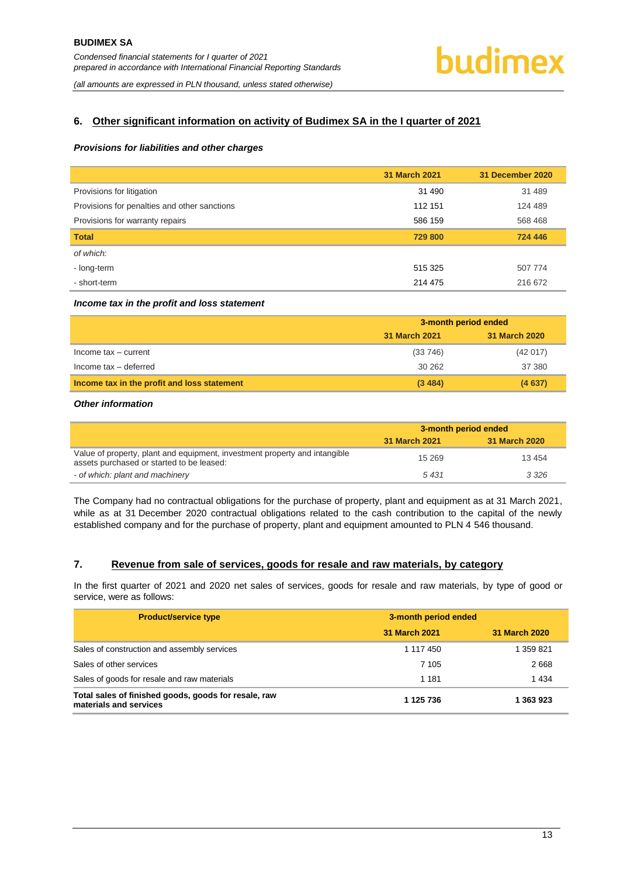## 6. Other significant information on activity of Budimex SA in the I quarter of 2021

### *Provisions for liabilities and other charges*

| | 31 March 2021 | 31 December 2020 |
|---|---|---|
| Provisions for litigation | 31 490 | 31 489 |
| Provisions for penalties and other sanctions | 112 151 | 124 489 |
| Provisions for warranty repairs | 586 159 | 568 468 |
| **Total** | **729 800** | **724 446** |
| *of which:* | | |
| - long-term | 515 325 | 507 774 |
| - short-term | 214 475 | 216 672 |

### *Income tax in the profit and loss statement*

| | 3-month period ended | |
|---|---|---|
| | 31 March 2021 | 31 March 2020 |
| Income tax – current | (33 746) | (42 017) |
| Income tax – deferred | 30 262 | 37 380 |
| **Income tax in the profit and loss statement** | **(3 484)** | **(4 637)** |

### *Other information*

| | 3-month period ended | |
|---|---|---|
| | 31 March 2021 | 31 March 2020 |
| Value of property, plant and equipment, investment property and intangible assets purchased or started to be leased: | 15 269 | 13 454 |
| *- of which: plant and machinery* | *5 431* | *3 326* |

The Company had no contractual obligations for the purchase of property, plant and equipment as at 31 March 2021, while as at 31 December 2020 contractual obligations related to the cash contribution to the capital of the newly established company and for the purchase of property, plant and equipment amounted to PLN 4 546 thousand.

## 7. Revenue from sale of services, goods for resale and raw materials, by category

In the first quarter of 2021 and 2020 net sales of services, goods for resale and raw materials, by type of good or service, were as follows:

| Product/service type | 3-month period ended | |
|---|---|---|
| | 31 March 2021 | 31 March 2020 |
| Sales of construction and assembly services | 1 117 450 | 1 359 821 |
| Sales of other services | 7 105 | 2 668 |
| Sales of goods for resale and raw materials | 1 181 | 1 434 |
| **Total sales of finished goods, goods for resale, raw materials and services** | **1 125 736** | **1 363 923** |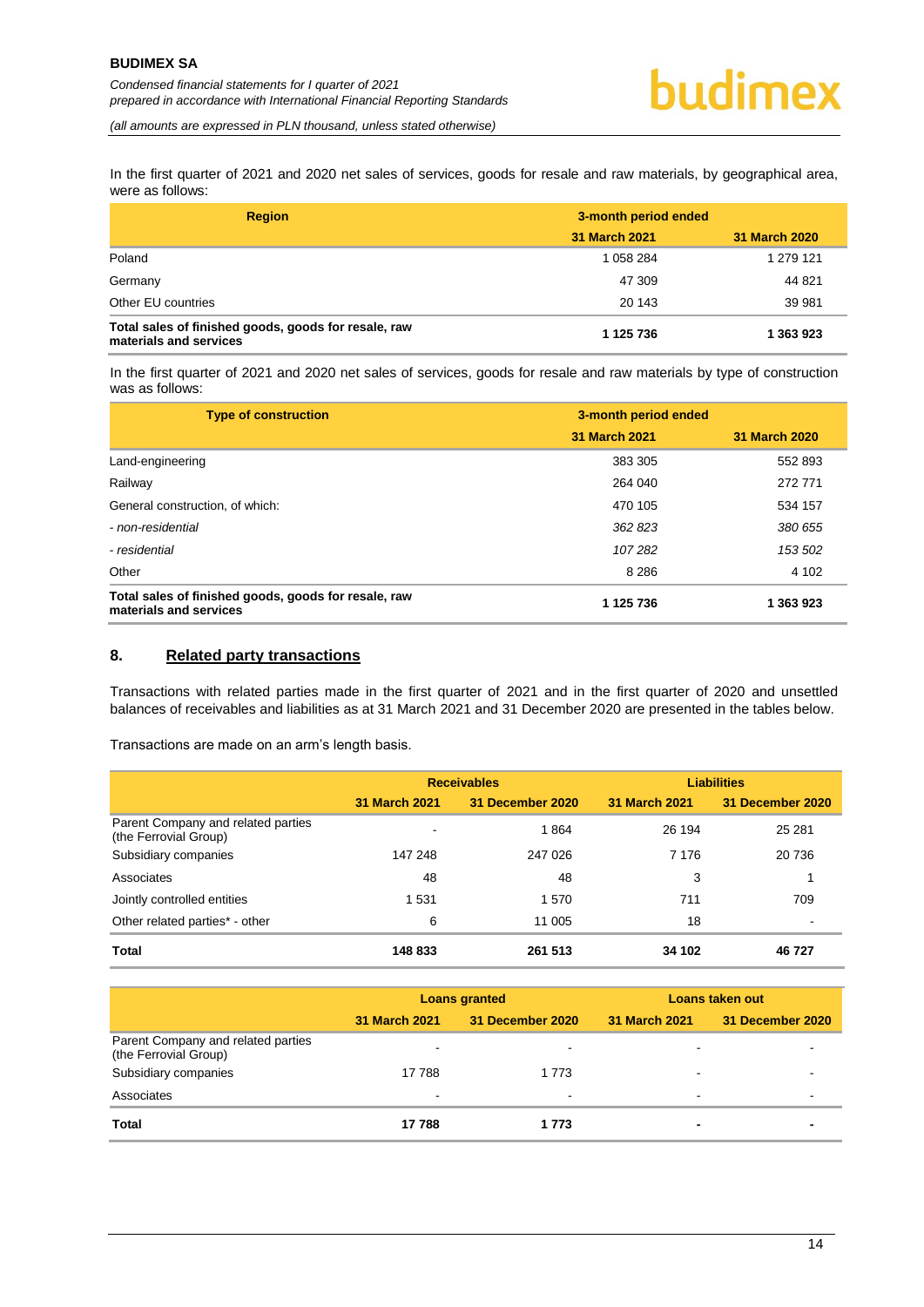In the first quarter of 2021 and 2020 net sales of services, goods for resale and raw materials, by geographical area, were as follows:

| Region | 3-month period ended | |
|---|---|---|
| | 31 March 2021 | 31 March 2020 |
| Poland | 1 058 284 | 1 279 121 |
| Germany | 47 309 | 44 821 |
| Other EU countries | 20 143 | 39 981 |
| **Total sales of finished goods, goods for resale, raw materials and services** | **1 125 736** | **1 363 923** |

In the first quarter of 2021 and 2020 net sales of services, goods for resale and raw materials by type of construction was as follows:

| Type of construction | 3-month period ended | |
|---|---|---|
| | 31 March 2021 | 31 March 2020 |
| Land-engineering | 383 305 | 552 893 |
| Railway | 264 040 | 272 771 |
| General construction, of which: | 470 105 | 534 157 |
| *- non-residential* | *362 823* | *380 655* |
| *- residential* | *107 282* | *153 502* |
| Other | 8 286 | 4 102 |
| **Total sales of finished goods, goods for resale, raw materials and services** | **1 125 736** | **1 363 923** |

## 8. Related party transactions

Transactions with related parties made in the first quarter of 2021 and in the first quarter of 2020 and unsettled balances of receivables and liabilities as at 31 March 2021 and 31 December 2020 are presented in the tables below.

Transactions are made on an arm's length basis.

| | Receivables | | Liabilities | |
|---|---|---|---|---|
| | 31 March 2021 | 31 December 2020 | 31 March 2021 | 31 December 2020 |
| Parent Company and related parties (the Ferrovial Group) | - | 1 864 | 26 194 | 25 281 |
| Subsidiary companies | 147 248 | 247 026 | 7 176 | 20 736 |
| Associates | 48 | 48 | 3 | 1 |
| Jointly controlled entities | 1 531 | 1 570 | 711 | 709 |
| Other related parties* - other | 6 | 11 005 | 18 | - |
| **Total** | **148 833** | **261 513** | **34 102** | **46 727** |

| | Loans granted | | Loans taken out | |
|---|---|---|---|---|
| | 31 March 2021 | 31 December 2020 | 31 March 2021 | 31 December 2020 |
| Parent Company and related parties (the Ferrovial Group) | - | - | - | - |
| Subsidiary companies | 17 788 | 1 773 | - | - |
| Associates | - | - | - | - |
| **Total** | **17 788** | **1 773** | **-** | **-** |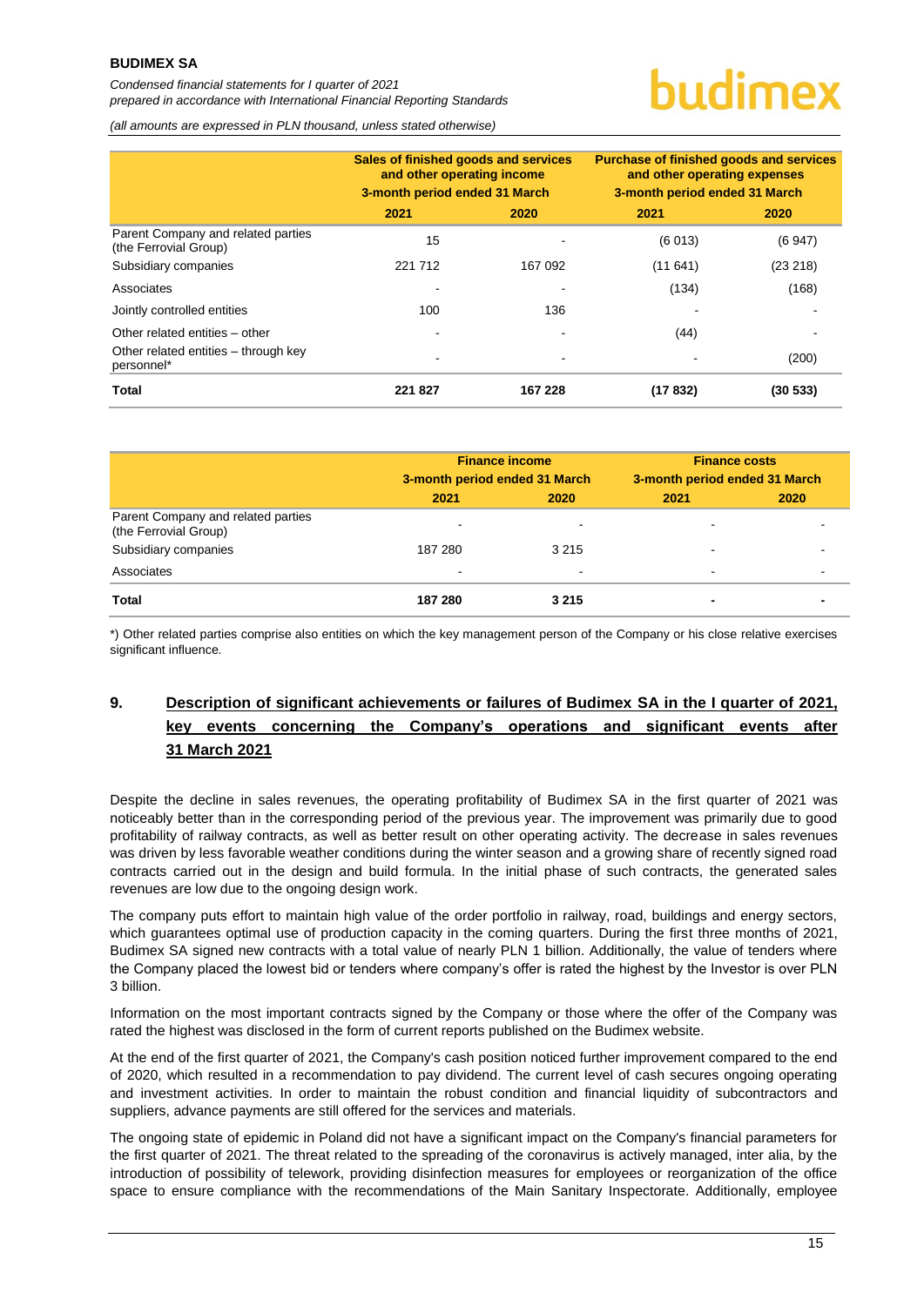| | Sales of finished goods and services and other operating income 3-month period ended 31 March | | Purchase of finished goods and services and other operating expenses 3-month period ended 31 March | |
|---|---|---|---|---|
| | 2021 | 2020 | 2021 | 2020 |
| Parent Company and related parties (the Ferrovial Group) | 15 | - | (6 013) | (6 947) |
| Subsidiary companies | 221 712 | 167 092 | (11 641) | (23 218) |
| Associates | - | - | (134) | (168) |
| Jointly controlled entities | 100 | 136 | - | - |
| Other related entities – other | - | - | (44) | - |
| Other related entities – through key personnel* | - | - | - | (200) |
| **Total** | **221 827** | **167 228** | **(17 832)** | **(30 533)** |

| | Finance income 3-month period ended 31 March | | Finance costs 3-month period ended 31 March | |
|---|---|---|---|---|
| | 2021 | 2020 | 2021 | 2020 |
| Parent Company and related parties (the Ferrovial Group) | - | - | - | - |
| Subsidiary companies | 187 280 | 3 215 | - | - |
| Associates | - | - | - | - |
| **Total** | **187 280** | **3 215** | **-** | **-** |

*) Other related parties comprise also entities on which the key management person of the Company or his close relative exercises significant influence.

## 9. Description of significant achievements or failures of Budimex SA in the I quarter of 2021, key events concerning the Company's operations and significant events after 31 March 2021

Despite the decline in sales revenues, the operating profitability of Budimex SA in the first quarter of 2021 was noticeably better than in the corresponding period of the previous year. The improvement was primarily due to good profitability of railway contracts, as well as better result on other operating activity. The decrease in sales revenues was driven by less favorable weather conditions during the winter season and a growing share of recently signed road contracts carried out in the design and build formula. In the initial phase of such contracts, the generated sales revenues are low due to the ongoing design work.

The company puts effort to maintain high value of the order portfolio in railway, road, buildings and energy sectors, which guarantees optimal use of production capacity in the coming quarters. During the first three months of 2021, Budimex SA signed new contracts with a total value of nearly PLN 1 billion. Additionally, the value of tenders where the Company placed the lowest bid or tenders where company's offer is rated the highest by the Investor is over PLN 3 billion.

Information on the most important contracts signed by the Company or those where the offer of the Company was rated the highest was disclosed in the form of current reports published on the Budimex website.

At the end of the first quarter of 2021, the Company's cash position noticed further improvement compared to the end of 2020, which resulted in a recommendation to pay dividend. The current level of cash secures ongoing operating and investment activities. In order to maintain the robust condition and financial liquidity of subcontractors and suppliers, advance payments are still offered for the services and materials.

The ongoing state of epidemic in Poland did not have a significant impact on the Company's financial parameters for the first quarter of 2021. The threat related to the spreading of the coronavirus is actively managed, inter alia, by the introduction of possibility of telework, providing disinfection measures for employees or reorganization of the office space to ensure compliance with the recommendations of the Main Sanitary Inspectorate. Additionally, employee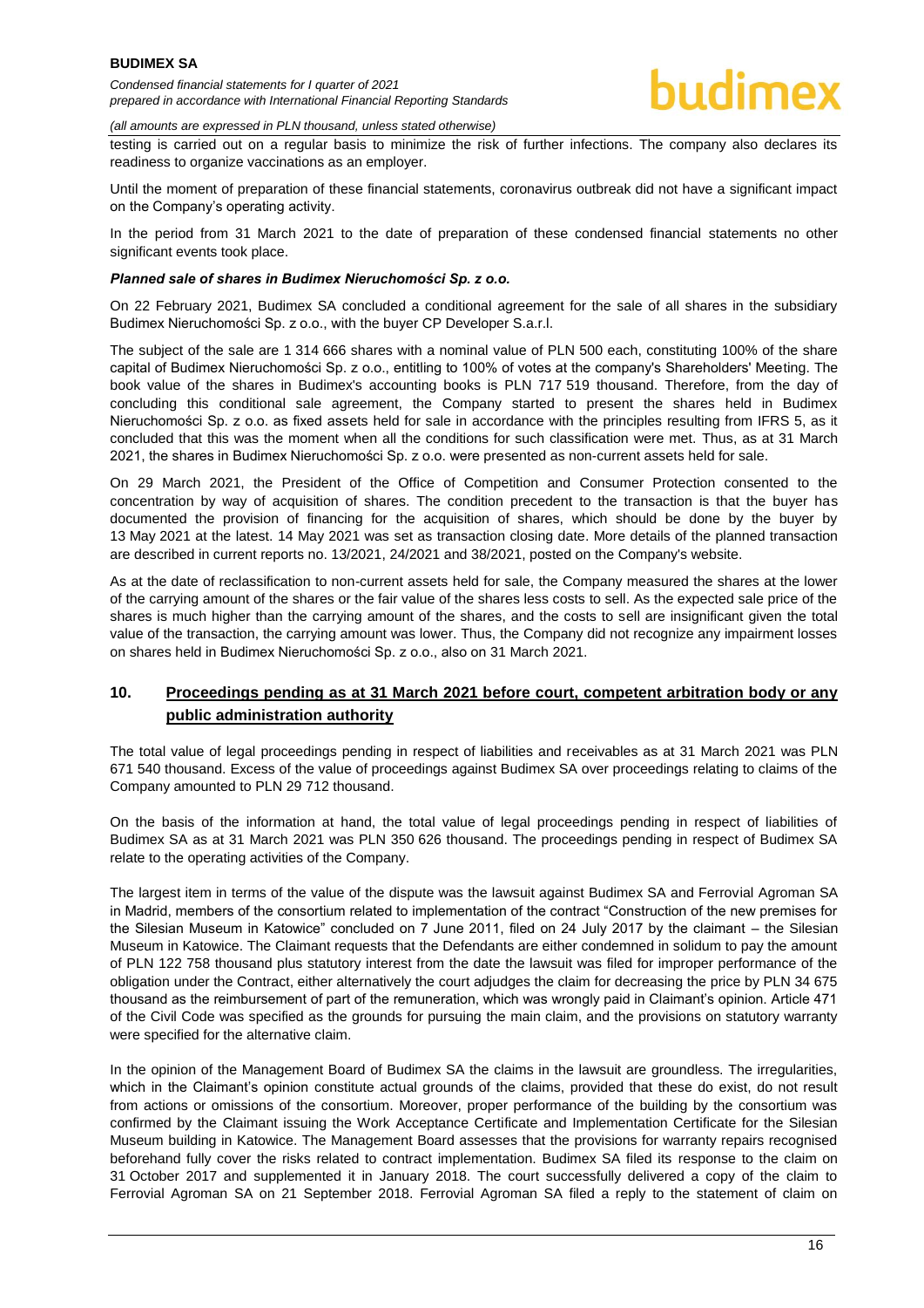testing is carried out on a regular basis to minimize the risk of further infections. The company also declares its readiness to organize vaccinations as an employer.

Until the moment of preparation of these financial statements, coronavirus outbreak did not have a significant impact on the Company's operating activity.

In the period from 31 March 2021 to the date of preparation of these condensed financial statements no other significant events took place.

***Planned sale of shares in Budimex Nieruchomości Sp. z o.o.***

On 22 February 2021, Budimex SA concluded a conditional agreement for the sale of all shares in the subsidiary Budimex Nieruchomości Sp. z o.o., with the buyer CP Developer S.a.r.l.

The subject of the sale are 1 314 666 shares with a nominal value of PLN 500 each, constituting 100% of the share capital of Budimex Nieruchomości Sp. z o.o., entitling to 100% of votes at the company's Shareholders' Meeting. The book value of the shares in Budimex's accounting books is PLN 717 519 thousand. Therefore, from the day of concluding this conditional sale agreement, the Company started to present the shares held in Budimex Nieruchomości Sp. z o.o. as fixed assets held for sale in accordance with the principles resulting from IFRS 5, as it concluded that this was the moment when all the conditions for such classification were met. Thus, as at 31 March 2021, the shares in Budimex Nieruchomości Sp. z o.o. were presented as non-current assets held for sale.

On 29 March 2021, the President of the Office of Competition and Consumer Protection consented to the concentration by way of acquisition of shares. The condition precedent to the transaction is that the buyer has documented the provision of financing for the acquisition of shares, which should be done by the buyer by 13 May 2021 at the latest. 14 May 2021 was set as transaction closing date. More details of the planned transaction are described in current reports no. 13/2021, 24/2021 and 38/2021, posted on the Company's website.

As at the date of reclassification to non-current assets held for sale, the Company measured the shares at the lower of the carrying amount of the shares or the fair value of the shares less costs to sell. As the expected sale price of the shares is much higher than the carrying amount of the shares, and the costs to sell are insignificant given the total value of the transaction, the carrying amount was lower. Thus, the Company did not recognize any impairment losses on shares held in Budimex Nieruchomości Sp. z o.o., also on 31 March 2021.

## 10. Proceedings pending as at 31 March 2021 before court, competent arbitration body or any public administration authority

The total value of legal proceedings pending in respect of liabilities and receivables as at 31 March 2021 was PLN 671 540 thousand. Excess of the value of proceedings against Budimex SA over proceedings relating to claims of the Company amounted to PLN 29 712 thousand.

On the basis of the information at hand, the total value of legal proceedings pending in respect of liabilities of Budimex SA as at 31 March 2021 was PLN 350 626 thousand. The proceedings pending in respect of Budimex SA relate to the operating activities of the Company.

The largest item in terms of the value of the dispute was the lawsuit against Budimex SA and Ferrovial Agroman SA in Madrid, members of the consortium related to implementation of the contract "Construction of the new premises for the Silesian Museum in Katowice" concluded on 7 June 2011, filed on 24 July 2017 by the claimant – the Silesian Museum in Katowice. The Claimant requests that the Defendants are either condemned in solidum to pay the amount of PLN 122 758 thousand plus statutory interest from the date the lawsuit was filed for improper performance of the obligation under the Contract, either alternatively the court adjudges the claim for decreasing the price by PLN 34 675 thousand as the reimbursement of part of the remuneration, which was wrongly paid in Claimant's opinion. Article 471 of the Civil Code was specified as the grounds for pursuing the main claim, and the provisions on statutory warranty were specified for the alternative claim.

In the opinion of the Management Board of Budimex SA the claims in the lawsuit are groundless. The irregularities, which in the Claimant's opinion constitute actual grounds of the claims, provided that these do exist, do not result from actions or omissions of the consortium. Moreover, proper performance of the building by the consortium was confirmed by the Claimant issuing the Work Acceptance Certificate and Implementation Certificate for the Silesian Museum building in Katowice. The Management Board assesses that the provisions for warranty repairs recognised beforehand fully cover the risks related to contract implementation. Budimex SA filed its response to the claim on 31 October 2017 and supplemented it in January 2018. The court successfully delivered a copy of the claim to Ferrovial Agroman SA on 21 September 2018. Ferrovial Agroman SA filed a reply to the statement of claim on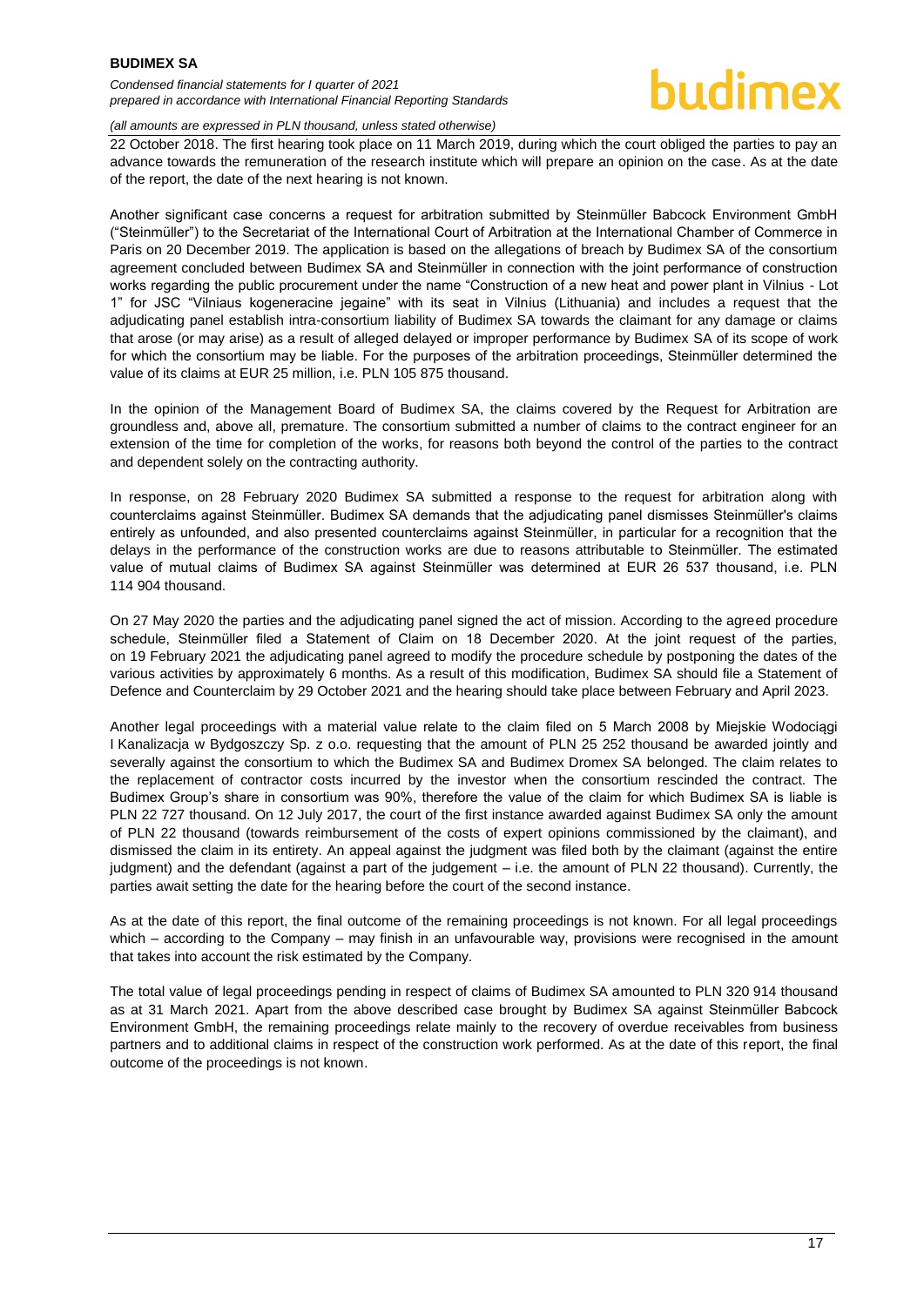22 October 2018. The first hearing took place on 11 March 2019, during which the court obliged the parties to pay an advance towards the remuneration of the research institute which will prepare an opinion on the case. As at the date of the report, the date of the next hearing is not known.

Another significant case concerns a request for arbitration submitted by Steinmüller Babcock Environment GmbH ("Steinmüller") to the Secretariat of the International Court of Arbitration at the International Chamber of Commerce in Paris on 20 December 2019. The application is based on the allegations of breach by Budimex SA of the consortium agreement concluded between Budimex SA and Steinmüller in connection with the joint performance of construction works regarding the public procurement under the name "Construction of a new heat and power plant in Vilnius - Lot 1" for JSC "Vilniaus kogeneracine jegaine" with its seat in Vilnius (Lithuania) and includes a request that the adjudicating panel establish intra-consortium liability of Budimex SA towards the claimant for any damage or claims that arose (or may arise) as a result of alleged delayed or improper performance by Budimex SA of its scope of work for which the consortium may be liable. For the purposes of the arbitration proceedings, Steinmüller determined the value of its claims at EUR 25 million, i.e. PLN 105 875 thousand.

In the opinion of the Management Board of Budimex SA, the claims covered by the Request for Arbitration are groundless and, above all, premature. The consortium submitted a number of claims to the contract engineer for an extension of the time for completion of the works, for reasons both beyond the control of the parties to the contract and dependent solely on the contracting authority.

In response, on 28 February 2020 Budimex SA submitted a response to the request for arbitration along with counterclaims against Steinmüller. Budimex SA demands that the adjudicating panel dismisses Steinmüller's claims entirely as unfounded, and also presented counterclaims against Steinmüller, in particular for a recognition that the delays in the performance of the construction works are due to reasons attributable to Steinmüller. The estimated value of mutual claims of Budimex SA against Steinmüller was determined at EUR 26 537 thousand, i.e. PLN 114 904 thousand.

On 27 May 2020 the parties and the adjudicating panel signed the act of mission. According to the agreed procedure schedule, Steinmüller filed a Statement of Claim on 18 December 2020. At the joint request of the parties, on 19 February 2021 the adjudicating panel agreed to modify the procedure schedule by postponing the dates of the various activities by approximately 6 months. As a result of this modification, Budimex SA should file a Statement of Defence and Counterclaim by 29 October 2021 and the hearing should take place between February and April 2023.

Another legal proceedings with a material value relate to the claim filed on 5 March 2008 by Miejskie Wodociągi I Kanalizacja w Bydgoszczy Sp. z o.o. requesting that the amount of PLN 25 252 thousand be awarded jointly and severally against the consortium to which the Budimex SA and Budimex Dromex SA belonged. The claim relates to the replacement of contractor costs incurred by the investor when the consortium rescinded the contract. The Budimex Group's share in consortium was 90%, therefore the value of the claim for which Budimex SA is liable is PLN 22 727 thousand. On 12 July 2017, the court of the first instance awarded against Budimex SA only the amount of PLN 22 thousand (towards reimbursement of the costs of expert opinions commissioned by the claimant), and dismissed the claim in its entirety. An appeal against the judgment was filed both by the claimant (against the entire judgment) and the defendant (against a part of the judgement – i.e. the amount of PLN 22 thousand). Currently, the parties await setting the date for the hearing before the court of the second instance.

As at the date of this report, the final outcome of the remaining proceedings is not known. For all legal proceedings which – according to the Company – may finish in an unfavourable way, provisions were recognised in the amount that takes into account the risk estimated by the Company.

The total value of legal proceedings pending in respect of claims of Budimex SA amounted to PLN 320 914 thousand as at 31 March 2021. Apart from the above described case brought by Budimex SA against Steinmüller Babcock Environment GmbH, the remaining proceedings relate mainly to the recovery of overdue receivables from business partners and to additional claims in respect of the construction work performed. As at the date of this report, the final outcome of the proceedings is not known.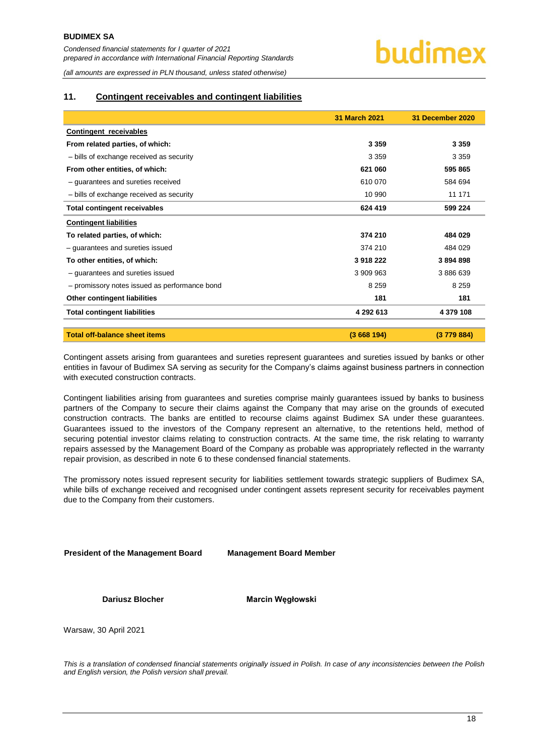## 11. Contingent receivables and contingent liabilities

| | 31 March 2021 | 31 December 2020 |
|---|---|---|
| **Contingent receivables** | | |
| **From related parties, of which:** | **3 359** | **3 359** |
| – bills of exchange received as security | 3 359 | 3 359 |
| **From other entities, of which:** | **621 060** | **595 865** |
| – guarantees and sureties received | 610 070 | 584 694 |
| – bills of exchange received as security | 10 990 | 11 171 |
| **Total contingent receivables** | **624 419** | **599 224** |
| **Contingent liabilities** | | |
| **To related parties, of which:** | **374 210** | **484 029** |
| – guarantees and sureties issued | 374 210 | 484 029 |
| **To other entities, of which:** | **3 918 222** | **3 894 898** |
| – guarantees and sureties issued | 3 909 963 | 3 886 639 |
| – promissory notes issued as performance bond | 8 259 | 8 259 |
| **Other contingent liabilities** | **181** | **181** |
| **Total contingent liabilities** | **4 292 613** | **4 379 108** |
| **Total off-balance sheet items** | **(3 668 194)** | **(3 779 884)** |

Contingent assets arising from guarantees and sureties represent guarantees and sureties issued by banks or other entities in favour of Budimex SA serving as security for the Company's claims against business partners in connection with executed construction contracts.

Contingent liabilities arising from guarantees and sureties comprise mainly guarantees issued by banks to business partners of the Company to secure their claims against the Company that may arise on the grounds of executed construction contracts. The banks are entitled to recourse claims against Budimex SA under these guarantees. Guarantees issued to the investors of the Company represent an alternative, to the retentions held, method of securing potential investor claims relating to construction contracts. At the same time, the risk relating to warranty repairs assessed by the Management Board of the Company as probable was appropriately reflected in the warranty repair provision, as described in note 6 to these condensed financial statements.

The promissory notes issued represent security for liabilities settlement towards strategic suppliers of Budimex SA, while bills of exchange received and recognised under contingent assets represent security for receivables payment due to the Company from their customers.

**President of the Management Board** | **Management Board Member**

**Dariusz Blocher** | **Marcin Węglowski**

Warsaw, 30 April 2021

*This is a translation of condensed financial statements originally issued in Polish. In case of any inconsistencies between the Polish and English version, the Polish version shall prevail.*